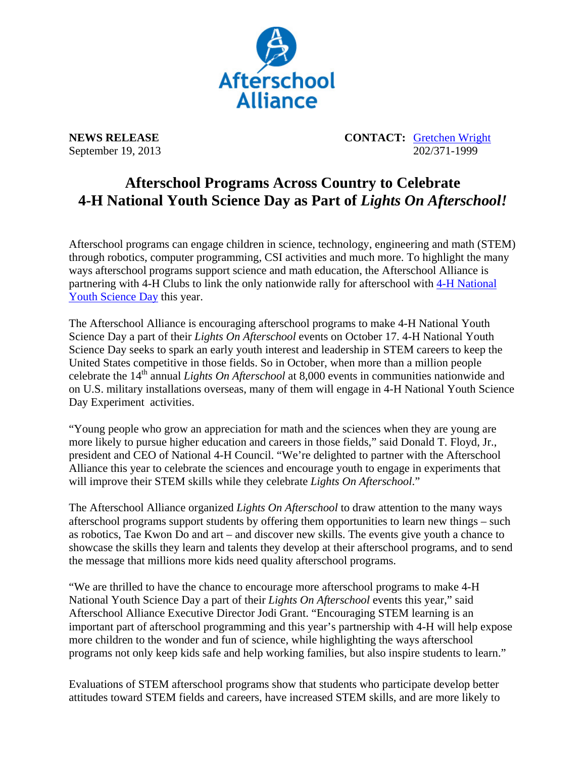Afterschool Alliance

**NEWS RELEASE**
September 19, 2013

**CONTACT:** Gretchen Wright
202/371-1999

# Afterschool Programs Across Country to Celebrate 4-H National Youth Science Day as Part of *Lights On Afterschool!*

Afterschool programs can engage children in science, technology, engineering and math (STEM) through robotics, computer programming, CSI activities and much more. To highlight the many ways afterschool programs support science and math education, the Afterschool Alliance is partnering with 4-H Clubs to link the only nationwide rally for afterschool with 4-H National Youth Science Day this year.

The Afterschool Alliance is encouraging afterschool programs to make 4-H National Youth Science Day a part of their *Lights On Afterschool* events on October 17. 4-H National Youth Science Day seeks to spark an early youth interest and leadership in STEM careers to keep the United States competitive in those fields. So in October, when more than a million people celebrate the 14th annual *Lights On Afterschool* at 8,000 events in communities nationwide and on U.S. military installations overseas, many of them will engage in 4-H National Youth Science Day Experiment activities.

“Young people who grow an appreciation for math and the sciences when they are young are more likely to pursue higher education and careers in those fields,” said Donald T. Floyd, Jr., president and CEO of National 4-H Council. “We’re delighted to partner with the Afterschool Alliance this year to celebrate the sciences and encourage youth to engage in experiments that will improve their STEM skills while they celebrate *Lights On Afterschool*.”

The Afterschool Alliance organized *Lights On Afterschool* to draw attention to the many ways afterschool programs support students by offering them opportunities to learn new things – such as robotics, Tae Kwon Do and art – and discover new skills. The events give youth a chance to showcase the skills they learn and talents they develop at their afterschool programs, and to send the message that millions more kids need quality afterschool programs.

“We are thrilled to have the chance to encourage more afterschool programs to make 4-H National Youth Science Day a part of their *Lights On Afterschool* events this year,” said Afterschool Alliance Executive Director Jodi Grant. “Encouraging STEM learning is an important part of afterschool programming and this year’s partnership with 4-H will help expose more children to the wonder and fun of science, while highlighting the ways afterschool programs not only keep kids safe and help working families, but also inspire students to learn.”

Evaluations of STEM afterschool programs show that students who participate develop better attitudes toward STEM fields and careers, have increased STEM skills, and are more likely to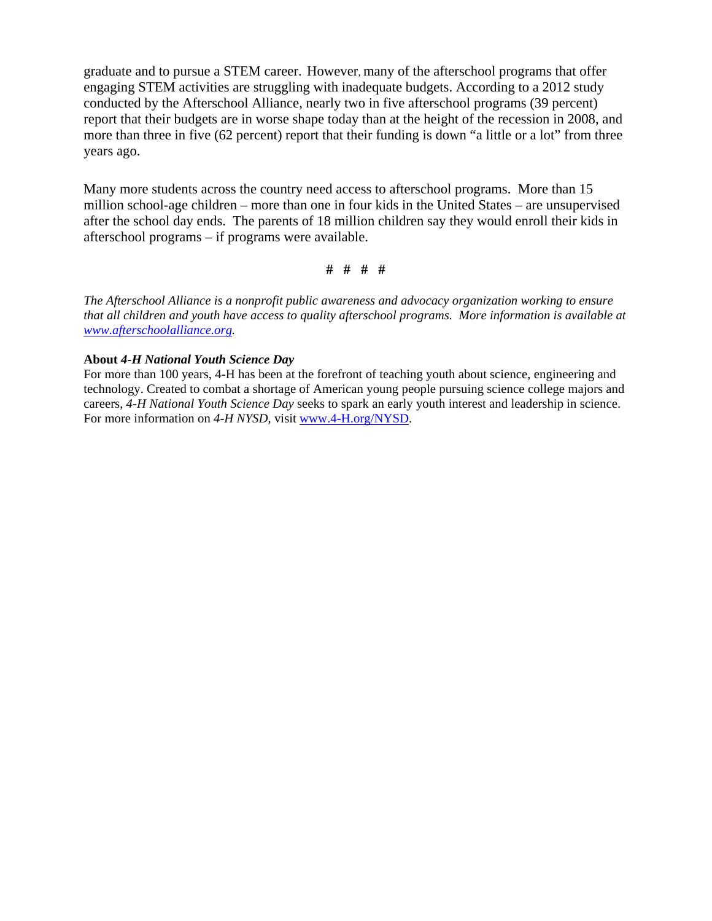graduate and to pursue a STEM career. However, many of the afterschool programs that offer engaging STEM activities are struggling with inadequate budgets. According to a 2012 study conducted by the Afterschool Alliance, nearly two in five afterschool programs (39 percent) report that their budgets are in worse shape today than at the height of the recession in 2008, and more than three in five (62 percent) report that their funding is down "a little or a lot" from three years ago.

Many more students across the country need access to afterschool programs. More than 15 million school-age children – more than one in four kids in the United States – are unsupervised after the school day ends. The parents of 18 million children say they would enroll their kids in afterschool programs – if programs were available.

# # # #

*The Afterschool Alliance is a nonprofit public awareness and advocacy organization working to ensure that all children and youth have access to quality afterschool programs. More information is available at [www.afterschoolalliance.org](http://www.afterschoolalliance.org).*

**About *4-H National Youth Science Day***

For more than 100 years, 4-H has been at the forefront of teaching youth about science, engineering and technology. Created to combat a shortage of American young people pursuing science college majors and careers, *4-H National Youth Science Day* seeks to spark an early youth interest and leadership in science. For more information on *4-H NYSD*, visit [www.4-H.org/NYSD](http://www.4-H.org/NYSD).